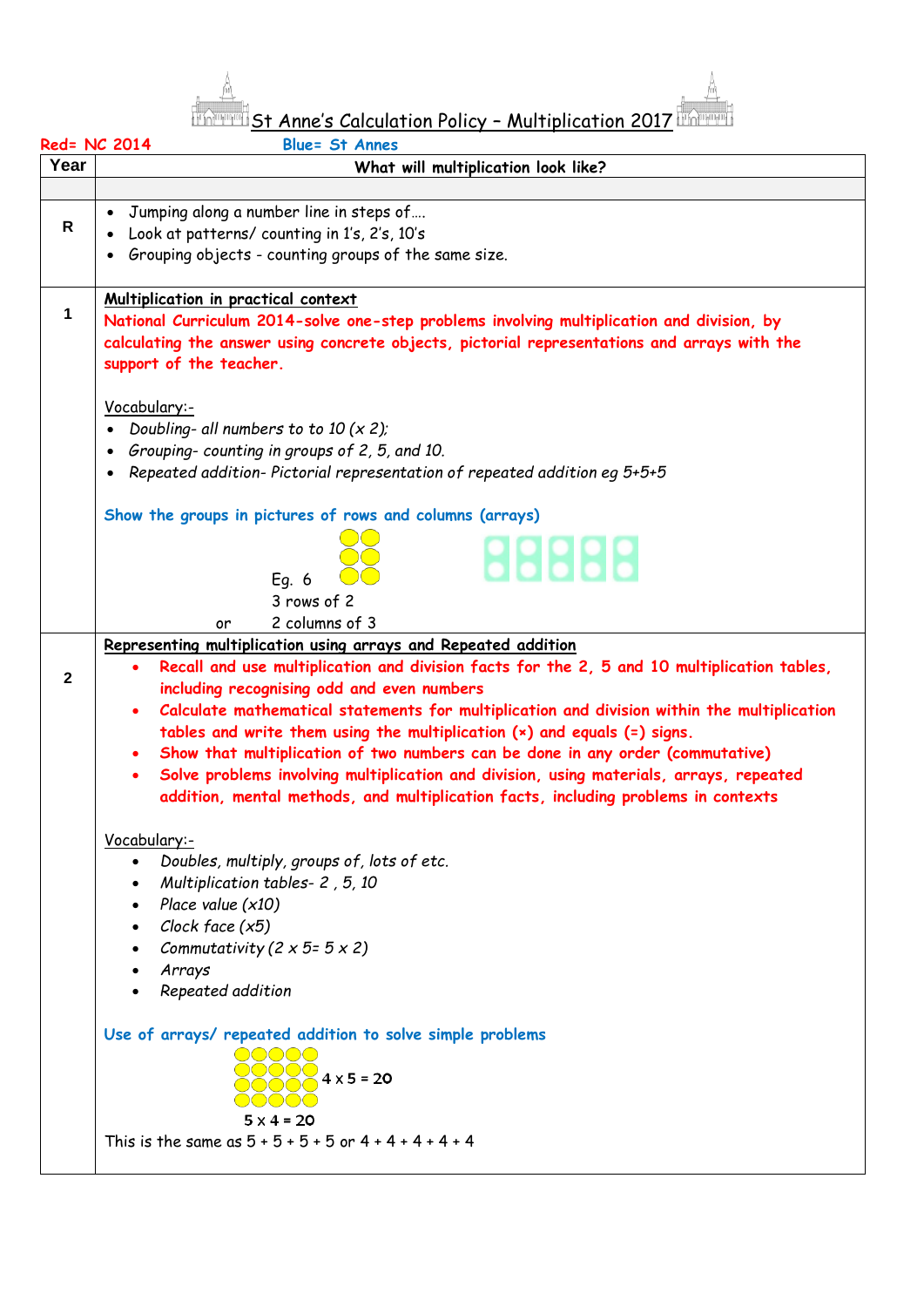# St Anne's Calculation Policy – Multiplication 2017

Red= NC 2014 Blue= St Annes

| Year | What will multiplication look like? |
|---|---|
| | |
| R | • Jumping along a number line in steps of….<br>• Look at patterns/ counting in 1's, 2's, 10's<br>• Grouping objects - counting groups of the same size. |
| 1 | **Multiplication in practical context**<br>**National Curriculum 2014-solve one-step problems involving multiplication and division, by calculating the answer using concrete objects, pictorial representations and arrays with the support of the teacher.**<br><br>Vocabulary:-<br>• *Doubling- all numbers to to 10 (x 2);*<br>• *Grouping- counting in groups of 2, 5, and 10.*<br>• *Repeated addition- Pictorial representation of repeated addition eg 5+5+5*<br><br>Show the groups in pictures of rows and columns (arrays)<br><br>Eg. 6<br>3 rows of 2<br>or 2 columns of 3 |
| 2 | **Representing multiplication using arrays and Repeated addition**<br>• **Recall and use multiplication and division facts for the 2, 5 and 10 multiplication tables, including recognising odd and even numbers**<br>• **Calculate mathematical statements for multiplication and division within the multiplication tables and write them using the multiplication (×) and equals (=) signs.**<br>• **Show that multiplication of two numbers can be done in any order (commutative)**<br>• **Solve problems involving multiplication and division, using materials, arrays, repeated addition, mental methods, and multiplication facts, including problems in contexts**<br><br>Vocabulary:-<br>• *Doubles, multiply, groups of, lots of etc.*<br>• *Multiplication tables- 2 , 5, 10*<br>• *Place value (x10)*<br>• *Clock face (x5)*<br>• *Commutativity (2 x 5= 5 x 2)*<br>• *Arrays*<br>• *Repeated addition*<br><br>Use of arrays/ repeated addition to solve simple problems<br><br>4 x 5 = 20<br><br>5 x 4 = 20<br>This is the same as 5 + 5 + 5 + 5 or 4 + 4 + 4 + 4 + 4 |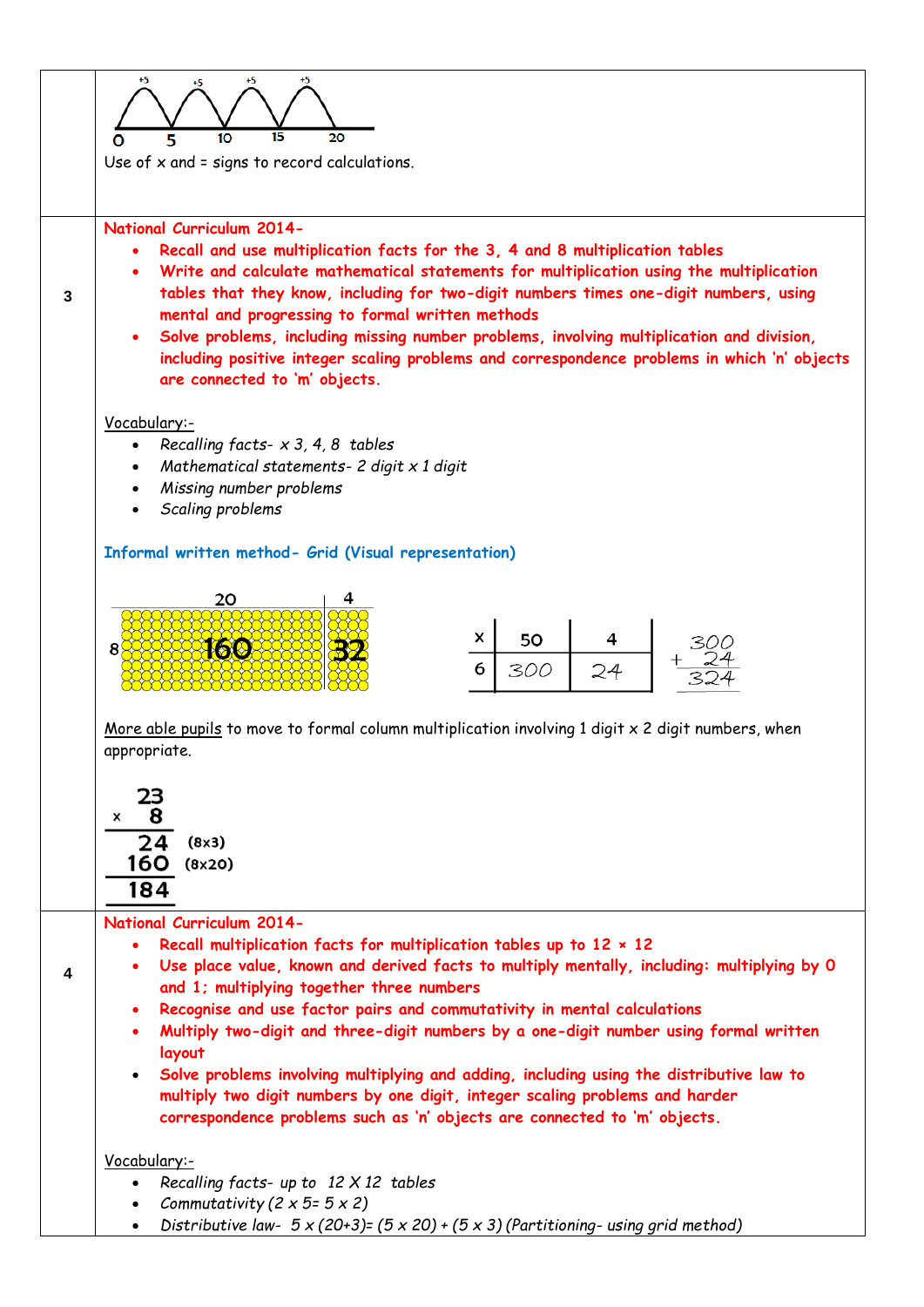| | |
|---|---|
| | 0 5 10 15 20 (+5 +5 +5 +5)<br><br>Use of x and = signs to record calculations. |
| 3 | **National Curriculum 2014-**<br>• **Recall and use multiplication facts for the 3, 4 and 8 multiplication tables**<br>• **Write and calculate mathematical statements for multiplication using the multiplication tables that they know, including for two-digit numbers times one-digit numbers, using mental and progressing to formal written methods**<br>• **Solve problems, including missing number problems, involving multiplication and division, including positive integer scaling problems and correspondence problems in which 'n' objects are connected to 'm' objects.**<br><br>Vocabulary:-<br>• *Recalling facts- x 3, 4, 8 tables*<br>• *Mathematical statements- 2 digit x 1 digit*<br>• *Missing number problems*<br>• *Scaling problems*<br><br>**Informal written method- Grid (Visual representation)**<br><br>20 4<br>8 160 32<br><br>x \| 50 \| 4<br>6 \| 300 \| 24<br><br>300 + 24 = 324<br><br>More able pupils to move to formal column multiplication involving 1 digit x 2 digit numbers, when appropriate.<br><br>23<br>x 8<br>24 (8x3)<br>160 (8x20)<br>184 |
| 4 | **National Curriculum 2014-**<br>• **Recall multiplication facts for multiplication tables up to 12 × 12**<br>• **Use place value, known and derived facts to multiply mentally, including: multiplying by 0 and 1; multiplying together three numbers**<br>• **Recognise and use factor pairs and commutativity in mental calculations**<br>• **Multiply two-digit and three-digit numbers by a one-digit number using formal written layout**<br>• **Solve problems involving multiplying and adding, including using the distributive law to multiply two digit numbers by one digit, integer scaling problems and harder correspondence problems such as 'n' objects are connected to 'm' objects.**<br><br>Vocabulary:-<br>• *Recalling facts- up to 12 X 12 tables*<br>• *Commutativity (2 x 5= 5 x 2)*<br>• *Distributive law- 5 x (20+3)= (5 x 20) + (5 x 3) (Partitioning- using grid method)* |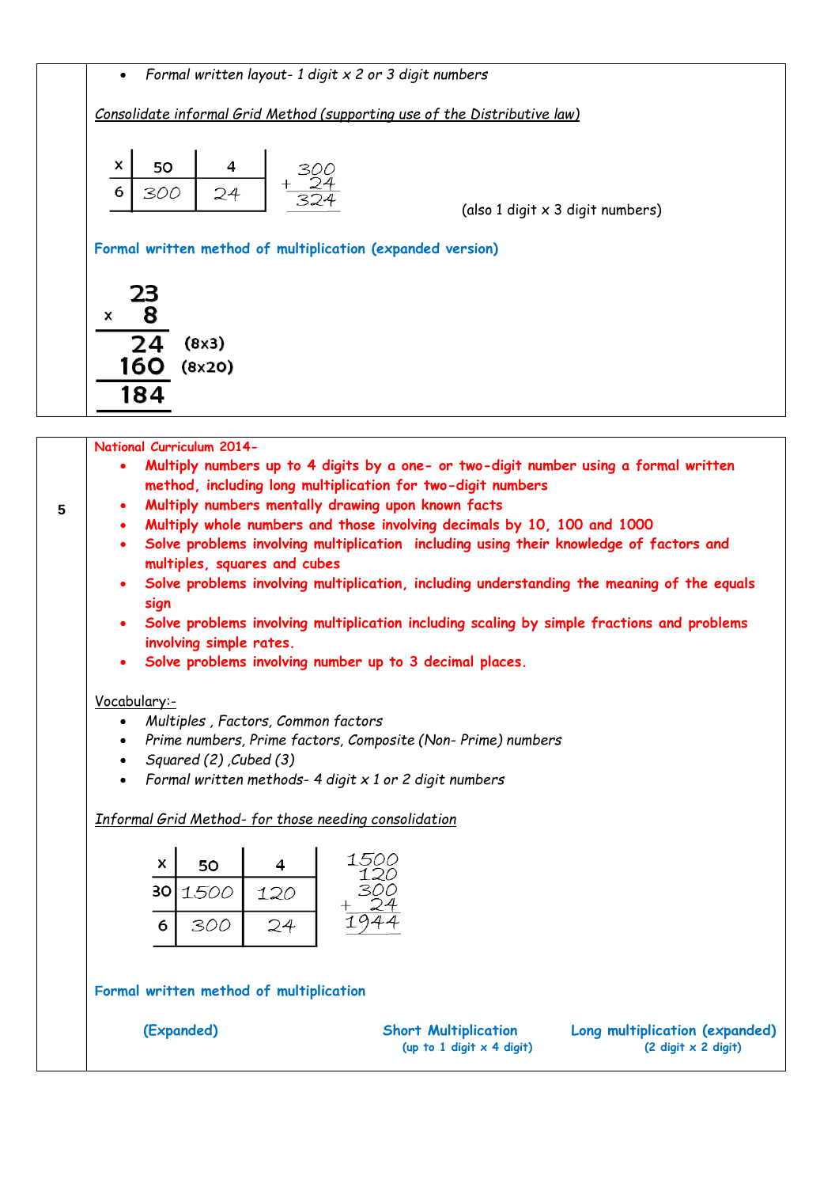- *Formal written layout- 1 digit x 2 or 3 digit numbers*

*Consolidate informal Grid Method (supporting use of the Distributive law)*

| x | 50 | 4 |
|---|---|---|
| 6 | 300 | 24 |

$$\begin{array}{r} 300 \\ + \ 24 \\ \hline 324 \end{array}$$

(also 1 digit x 3 digit numbers)

**Formal written method of multiplication (expanded version)**

$$\begin{array}{rl} 23 & \\ \times \quad 8 & \\ \hline 24 & (8\times3) \\ 160 & (8\times20) \\ \hline 184 & \end{array}$$

---

**5**

**National Curriculum 2014-**

- **Multiply numbers up to 4 digits by a one- or two-digit number using a formal written method, including long multiplication for two-digit numbers**
- **Multiply numbers mentally drawing upon known facts**
- **Multiply whole numbers and those involving decimals by 10, 100 and 1000**
- **Solve problems involving multiplication including using their knowledge of factors and multiples, squares and cubes**
- **Solve problems involving multiplication, including understanding the meaning of the equals sign**
- **Solve problems involving multiplication including scaling by simple fractions and problems involving simple rates.**
- **Solve problems involving number up to 3 decimal places.**

Vocabulary:-

- *Multiples , Factors, Common factors*
- *Prime numbers, Prime factors, Composite (Non- Prime) numbers*
- *Squared (2) ,Cubed (3)*
- *Formal written methods- 4 digit x 1 or 2 digit numbers*

*Informal Grid Method- for those needing consolidation*

| x | 50 | 4 |
|---|---|---|
| 30 | 1500 | 120 |
| 6 | 300 | 24 |

$$\begin{array}{r} 1500 \\ 120 \\ 300 \\ + \ 24 \\ \hline 1944 \end{array}$$

**Formal written method of multiplication**

**(Expanded)**

**Short Multiplication** (up to 1 digit x 4 digit)

**Long multiplication (expanded)** (2 digit x 2 digit)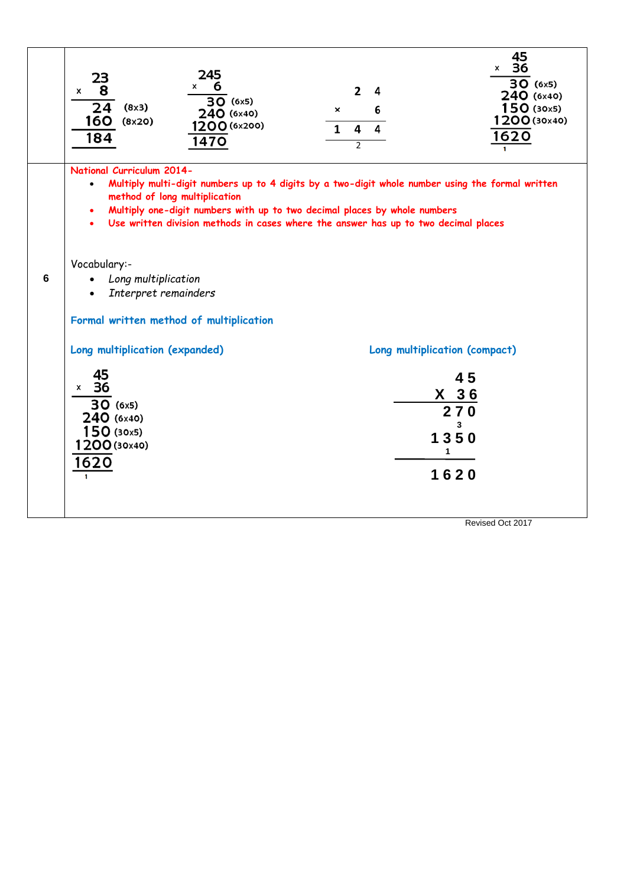| | |
|---|---|
| | ```<br>  23<br>x  8<br>  24  (8x3)<br> 160  (8x20)<br> 184<br>```<br>```<br>  245<br>x   6<br>   30  (6x5)<br>  240  (6x40)<br> 1200  (6x200)<br> 1470<br>```<br>```<br>    2  4<br>x      6<br>1   4  4<br>    2<br>```<br>```<br>   45<br>x  36<br>   30  (6x5)<br>  240  (6x40)<br>  150  (30x5)<br> 1200  (30x40)<br> 1620<br> 1<br>``` |
| 6 | National Curriculum 2014-<br>• Multiply multi-digit numbers up to 4 digits by a two-digit whole number using the formal written method of long multiplication<br>• Multiply one-digit numbers with up to two decimal places by whole numbers<br>• Use written division methods in cases where the answer has up to two decimal places<br><br>Vocabulary:-<br>• *Long multiplication*<br>• *Interpret remainders*<br><br>**Formal written method of multiplication**<br><br>**Long multiplication (expanded)**<br>```<br>   45<br>x  36<br>   30  (6x5)<br>  240  (6x40)<br>  150  (30x5)<br> 1200  (30x40)<br> 1620<br> 1<br>```<br>**Long multiplication (compact)**<br>```<br>   4 5<br> X 3 6<br>  2 7 0<br>    3<br>1 3 5 0<br>  1<br>1 6 2 0<br>``` |

Revised Oct 2017